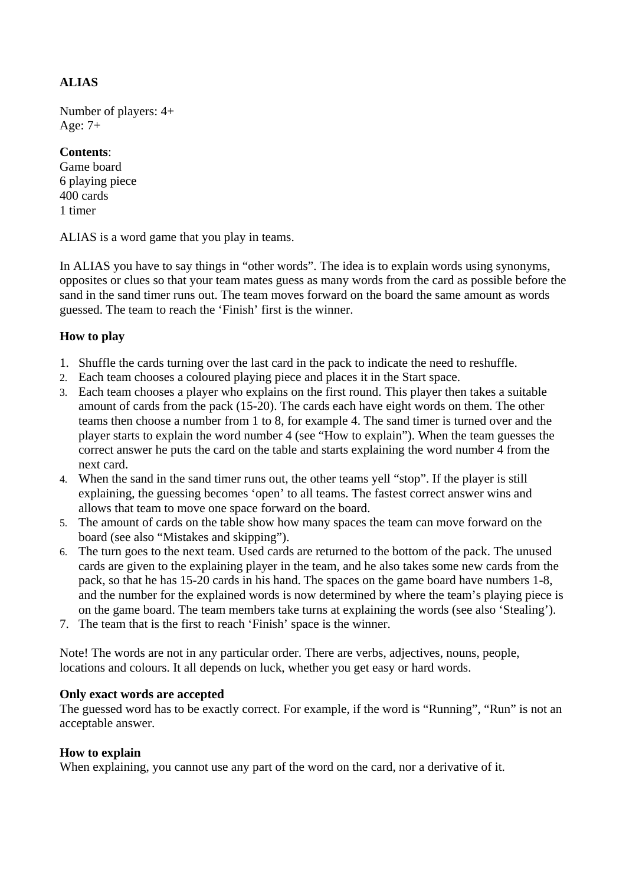**ALIAS**

Number of players: 4+
Age: 7+

**Contents**:
Game board
6 playing piece
400 cards
1 timer

ALIAS is a word game that you play in teams.

In ALIAS you have to say things in "other words". The idea is to explain words using synonyms, opposites or clues so that your team mates guess as many words from the card as possible before the sand in the sand timer runs out. The team moves forward on the board the same amount as words guessed. The team to reach the 'Finish' first is the winner.

**How to play**

1. Shuffle the cards turning over the last card in the pack to indicate the need to reshuffle.
2. Each team chooses a coloured playing piece and places it in the Start space.
3. Each team chooses a player who explains on the first round. This player then takes a suitable amount of cards from the pack (15-20). The cards each have eight words on them. The other teams then choose a number from 1 to 8, for example 4. The sand timer is turned over and the player starts to explain the word number 4 (see "How to explain"). When the team guesses the correct answer he puts the card on the table and starts explaining the word number 4 from the next card.
4. When the sand in the sand timer runs out, the other teams yell "stop". If the player is still explaining, the guessing becomes 'open' to all teams. The fastest correct answer wins and allows that team to move one space forward on the board.
5. The amount of cards on the table show how many spaces the team can move forward on the board (see also "Mistakes and skipping").
6. The turn goes to the next team. Used cards are returned to the bottom of the pack. The unused cards are given to the explaining player in the team, and he also takes some new cards from the pack, so that he has 15-20 cards in his hand. The spaces on the game board have numbers 1-8, and the number for the explained words is now determined by where the team's playing piece is on the game board. The team members take turns at explaining the words (see also 'Stealing').
7. The team that is the first to reach 'Finish' space is the winner.

Note! The words are not in any particular order. There are verbs, adjectives, nouns, people, locations and colours. It all depends on luck, whether you get easy or hard words.

**Only exact words are accepted**
The guessed word has to be exactly correct. For example, if the word is "Running", "Run" is not an acceptable answer.

**How to explain**
When explaining, you cannot use any part of the word on the card, nor a derivative of it.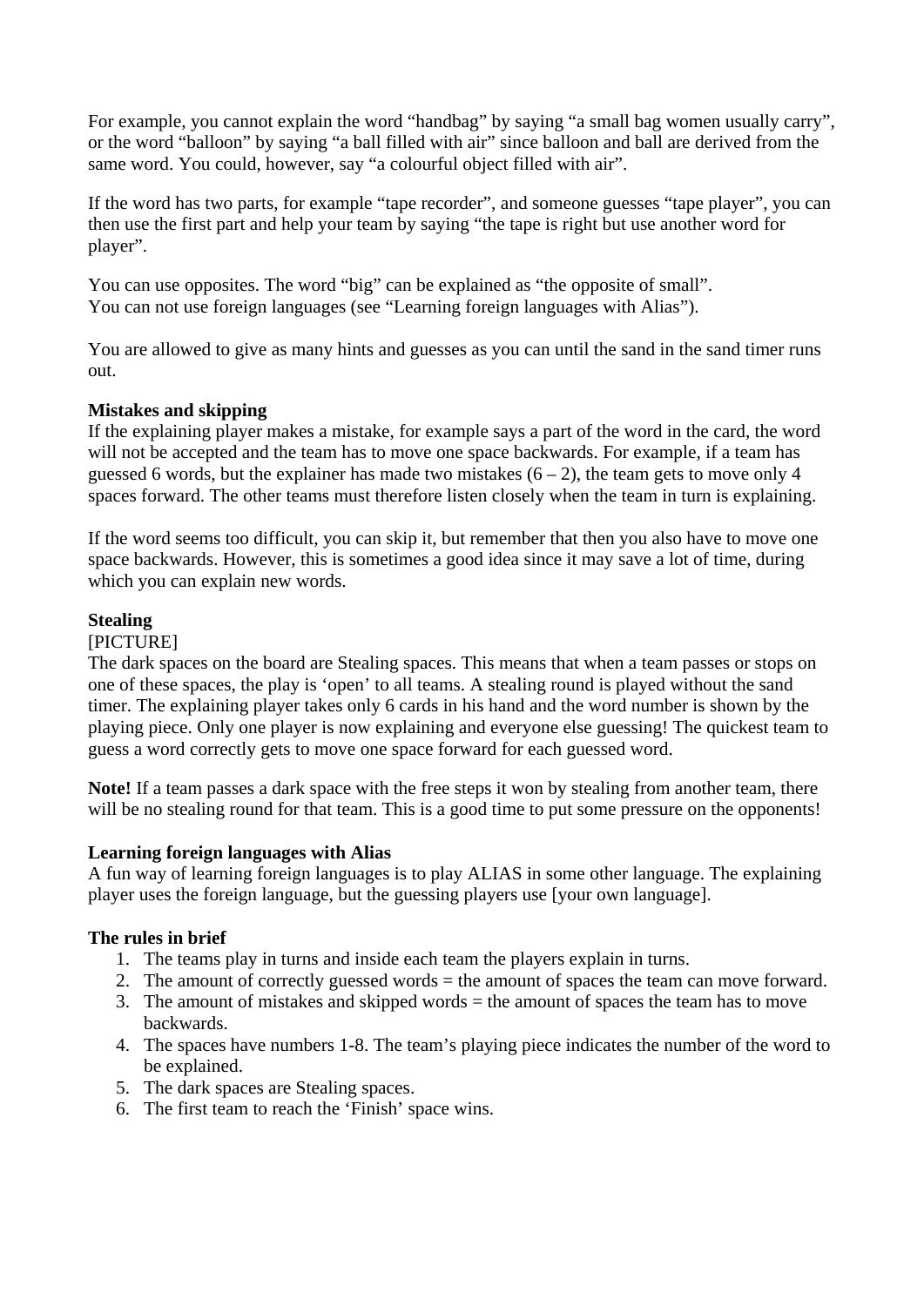For example, you cannot explain the word “handbag” by saying “a small bag women usually carry”, or the word “balloon” by saying “a ball filled with air” since balloon and ball are derived from the same word. You could, however, say “a colourful object filled with air”.

If the word has two parts, for example “tape recorder”, and someone guesses “tape player”, you can then use the first part and help your team by saying “the tape is right but use another word for player”.

You can use opposites. The word “big” can be explained as “the opposite of small”.
You can not use foreign languages (see “Learning foreign languages with Alias”).

You are allowed to give as many hints and guesses as you can until the sand in the sand timer runs out.

**Mistakes and skipping**
If the explaining player makes a mistake, for example says a part of the word in the card, the word will not be accepted and the team has to move one space backwards. For example, if a team has guessed 6 words, but the explainer has made two mistakes (6 – 2), the team gets to move only 4 spaces forward. The other teams must therefore listen closely when the team in turn is explaining.

If the word seems too difficult, you can skip it, but remember that then you also have to move one space backwards. However, this is sometimes a good idea since it may save a lot of time, during which you can explain new words.

**Stealing**
[PICTURE]
The dark spaces on the board are Stealing spaces. This means that when a team passes or stops on one of these spaces, the play is ‘open’ to all teams. A stealing round is played without the sand timer. The explaining player takes only 6 cards in his hand and the word number is shown by the playing piece. Only one player is now explaining and everyone else guessing! The quickest team to guess a word correctly gets to move one space forward for each guessed word.

**Note!** If a team passes a dark space with the free steps it won by stealing from another team, there will be no stealing round for that team. This is a good time to put some pressure on the opponents!

**Learning foreign languages with Alias**
A fun way of learning foreign languages is to play ALIAS in some other language. The explaining player uses the foreign language, but the guessing players use [your own language].

**The rules in brief**

1. The teams play in turns and inside each team the players explain in turns.
2. The amount of correctly guessed words = the amount of spaces the team can move forward.
3. The amount of mistakes and skipped words = the amount of spaces the team has to move backwards.
4. The spaces have numbers 1-8. The team’s playing piece indicates the number of the word to be explained.
5. The dark spaces are Stealing spaces.
6. The first team to reach the ‘Finish’ space wins.